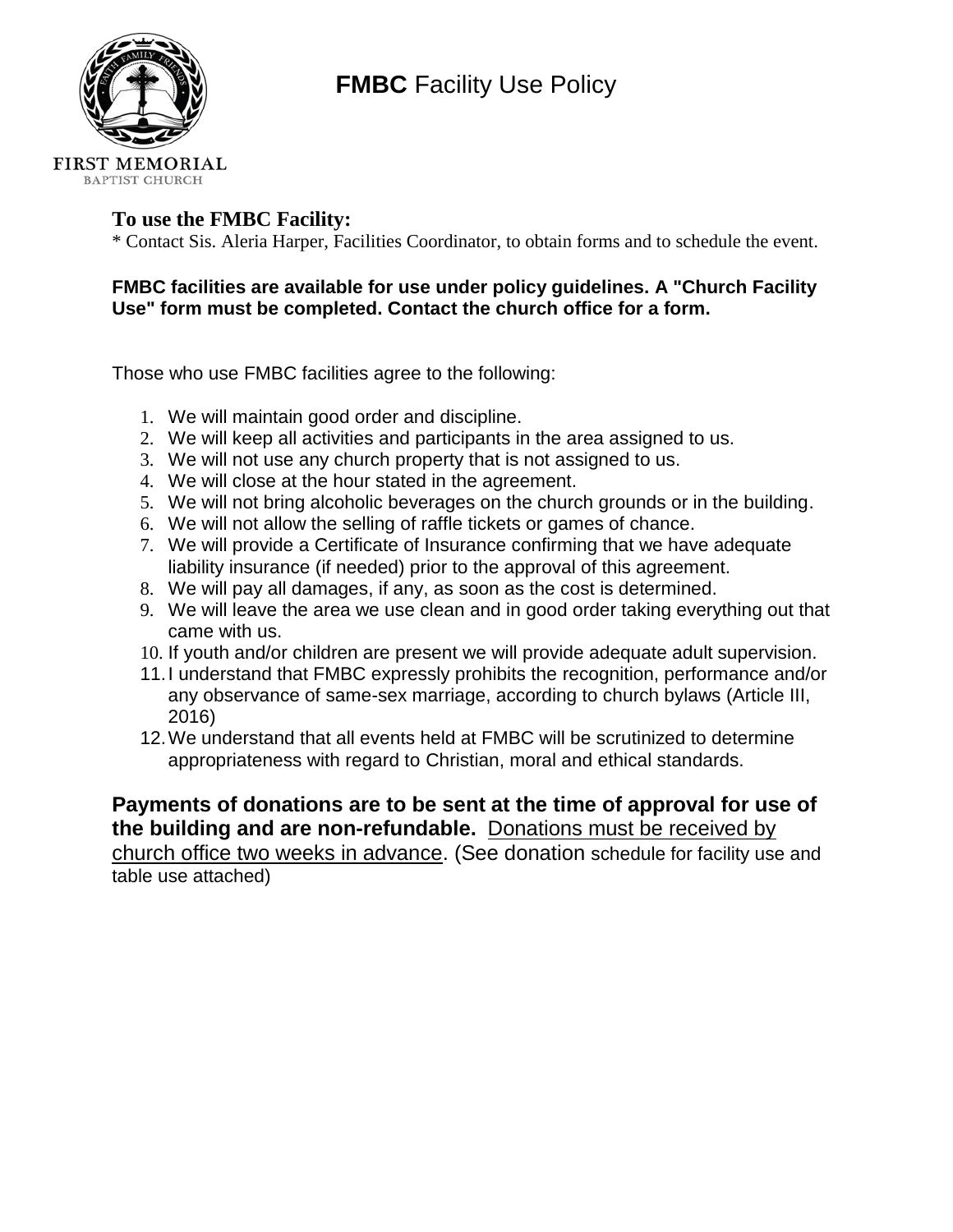FIRST MEMORIAL
BAPTIST CHURCH

# **FMBC** Facility Use Policy

### To use the FMBC Facility:

* Contact Sis. Aleria Harper, Facilities Coordinator, to obtain forms and to schedule the event.

**FMBC facilities are available for use under policy guidelines. A "Church Facility Use" form must be completed. Contact the church office for a form.**

Those who use FMBC facilities agree to the following:

1. We will maintain good order and discipline.
2. We will keep all activities and participants in the area assigned to us.
3. We will not use any church property that is not assigned to us.
4. We will close at the hour stated in the agreement.
5. We will not bring alcoholic beverages on the church grounds or in the building.
6. We will not allow the selling of raffle tickets or games of chance.
7. We will provide a Certificate of Insurance confirming that we have adequate liability insurance (if needed) prior to the approval of this agreement.
8. We will pay all damages, if any, as soon as the cost is determined.
9. We will leave the area we use clean and in good order taking everything out that came with us.
10. If youth and/or children are present we will provide adequate adult supervision.
11. I understand that FMBC expressly prohibits the recognition, performance and/or any observance of same-sex marriage, according to church bylaws (Article III, 2016)
12. We understand that all events held at FMBC will be scrutinized to determine appropriateness with regard to Christian, moral and ethical standards.

**Payments of donations are to be sent at the time of approval for use of the building and are non-refundable.** Donations must be received by church office two weeks in advance. (See donation schedule for facility use and table use attached)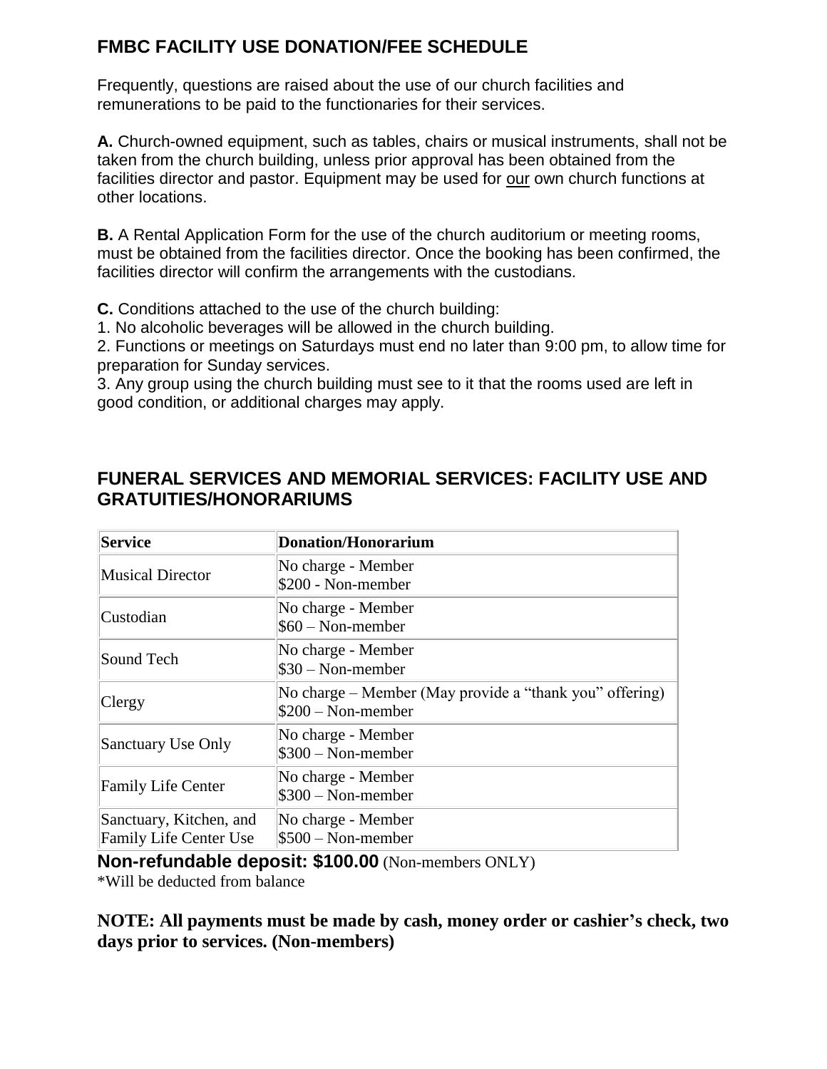## FMBC FACILITY USE DONATION/FEE SCHEDULE

Frequently, questions are raised about the use of our church facilities and remunerations to be paid to the functionaries for their services.

**A.** Church-owned equipment, such as tables, chairs or musical instruments, shall not be taken from the church building, unless prior approval has been obtained from the facilities director and pastor. Equipment may be used for <u>our</u> own church functions at other locations.

**B.** A Rental Application Form for the use of the church auditorium or meeting rooms, must be obtained from the facilities director. Once the booking has been confirmed, the facilities director will confirm the arrangements with the custodians.

**C.** Conditions attached to the use of the church building:

1. No alcoholic beverages will be allowed in the church building.
2. Functions or meetings on Saturdays must end no later than 9:00 pm, to allow time for preparation for Sunday services.
3. Any group using the church building must see to it that the rooms used are left in good condition, or additional charges may apply.

## FUNERAL SERVICES AND MEMORIAL SERVICES: FACILITY USE AND GRATUITIES/HONORARIUMS

| Service | Donation/Honorarium |
|---|---|
| Musical Director | No charge - Member<br>$200 - Non-member |
| Custodian | No charge - Member<br>$60 – Non-member |
| Sound Tech | No charge - Member<br>$30 – Non-member |
| Clergy | No charge – Member (May provide a “thank you” offering)<br>$200 – Non-member |
| Sanctuary Use Only | No charge - Member<br>$300 – Non-member |
| Family Life Center | No charge - Member<br>$300 – Non-member |
| Sanctuary, Kitchen, and Family Life Center Use | No charge - Member<br>$500 – Non-member |

**Non-refundable deposit: $100.00** (Non-members ONLY)
*Will be deducted from balance

**NOTE: All payments must be made by cash, money order or cashier’s check, two days prior to services. (Non-members)**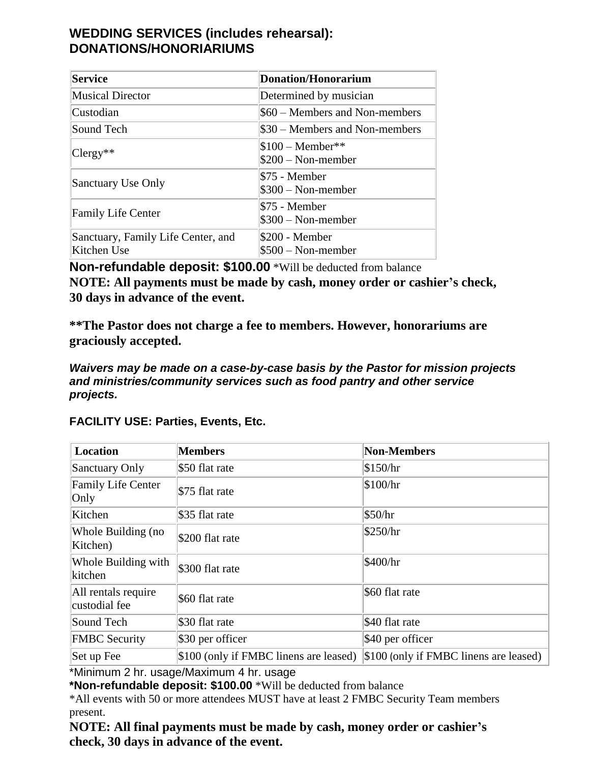## WEDDING SERVICES (includes rehearsal): DONATIONS/HONORIARIUMS

| Service | Donation/Honorarium |
|---|---|
| Musical Director | Determined by musician |
| Custodian | $60 – Members and Non-members |
| Sound Tech | $30 – Members and Non-members |
| Clergy** | $100 – Member**<br>$200 – Non-member |
| Sanctuary Use Only | $75 - Member<br>$300 – Non-member |
| Family Life Center | $75 - Member<br>$300 – Non-member |
| Sanctuary, Family Life Center, and Kitchen Use | $200 - Member<br>$500 – Non-member |

**Non-refundable deposit: $100.00** *Will be deducted from balance

**NOTE: All payments must be made by cash, money order or cashier's check, 30 days in advance of the event.**

****The Pastor does not charge a fee to members. However, honorariums are graciously accepted.**

***Waivers may be made on a case-by-case basis by the Pastor for mission projects and ministries/community services such as food pantry and other service projects.***

### FACILITY USE: Parties, Events, Etc.

| Location | Members | Non-Members |
|---|---|---|
| Sanctuary Only | $50 flat rate | $150/hr |
| Family Life Center Only | $75 flat rate | $100/hr |
| Kitchen | $35 flat rate | $50/hr |
| Whole Building (no Kitchen) | $200 flat rate | $250/hr |
| Whole Building with kitchen | $300 flat rate | $400/hr |
| All rentals require custodial fee | $60 flat rate | $60 flat rate |
| Sound Tech | $30 flat rate | $40 flat rate |
| FMBC Security | $30 per officer | $40 per officer |
| Set up Fee | $100 (only if FMBC linens are leased) | $100 (only if FMBC linens are leased) |

*Minimum 2 hr. usage/Maximum 4 hr. usage

***Non-refundable deposit: $100.00** *Will be deducted from balance

*All events with 50 or more attendees MUST have at least 2 FMBC Security Team members present.

**NOTE: All final payments must be made by cash, money order or cashier's check, 30 days in advance of the event.**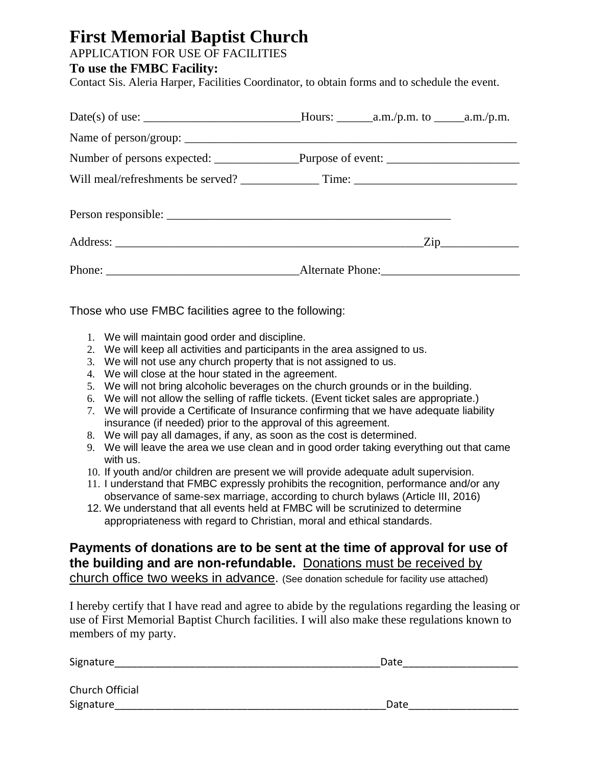# First Memorial Baptist Church

APPLICATION FOR USE OF FACILITIES

**To use the FMBC Facility:**

Contact Sis. Aleria Harper, Facilities Coordinator, to obtain forms and to schedule the event.

Date(s) of use: __________________________Hours: ______a.m./p.m. to _____a.m./p.m.

Name of person/group: ___________________________________________________________

Number of persons expected: ______________Purpose of event: ______________________

Will meal/refreshments be served? _____________ Time: ___________________________

Person responsible: ________________________________________________

Address: ____________________________________________________Zip_____________

Phone: ________________________________Alternate Phone:_______________________

Those who use FMBC facilities agree to the following:

1. We will maintain good order and discipline.
2. We will keep all activities and participants in the area assigned to us.
3. We will not use any church property that is not assigned to us.
4. We will close at the hour stated in the agreement.
5. We will not bring alcoholic beverages on the church grounds or in the building.
6. We will not allow the selling of raffle tickets. (Event ticket sales are appropriate.)
7. We will provide a Certificate of Insurance confirming that we have adequate liability insurance (if needed) prior to the approval of this agreement.
8. We will pay all damages, if any, as soon as the cost is determined.
9. We will leave the area we use clean and in good order taking everything out that came with us.
10. If youth and/or children are present we will provide adequate adult supervision.
11. I understand that FMBC expressly prohibits the recognition, performance and/or any observance of same-sex marriage, according to church bylaws (Article III, 2016)
12. We understand that all events held at FMBC will be scrutinized to determine appropriateness with regard to Christian, moral and ethical standards.

**Payments of donations are to be sent at the time of approval for use of the building and are non-refundable.** <u>Donations must be received by church office two weeks in advance</u>. (See donation schedule for facility use attached)

I hereby certify that I have read and agree to abide by the regulations regarding the leasing or use of First Memorial Baptist Church facilities. I will also make these regulations known to members of my party.

Signature_______________________________________________Date___________________

Church Official
Signature________________________________________________Date__________________